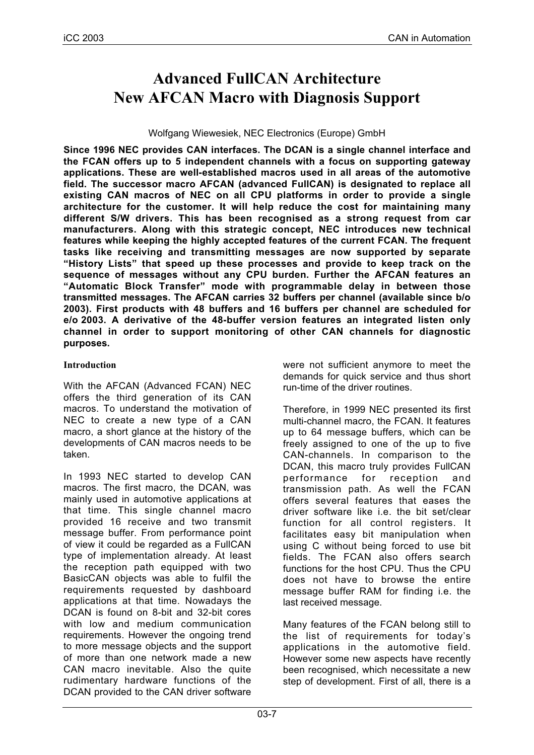# Advanced FullCAN Architecture
# New AFCAN Macro with Diagnosis Support

Wolfgang Wiewesiek, NEC Electronics (Europe) GmbH

**Since 1996 NEC provides CAN interfaces. The DCAN is a single channel interface and the FCAN offers up to 5 independent channels with a focus on supporting gateway applications. These are well-established macros used in all areas of the automotive field. The successor macro AFCAN (advanced FullCAN) is designated to replace all existing CAN macros of NEC on all CPU platforms in order to provide a single architecture for the customer. It will help reduce the cost for maintaining many different S/W drivers. This has been recognised as a strong request from car manufacturers. Along with this strategic concept, NEC introduces new technical features while keeping the highly accepted features of the current FCAN. The frequent tasks like receiving and transmitting messages are now supported by separate "History Lists" that speed up these processes and provide to keep track on the sequence of messages without any CPU burden. Further the AFCAN features an "Automatic Block Transfer" mode with programmable delay in between those transmitted messages. The AFCAN carries 32 buffers per channel (available since b/o 2003). First products with 48 buffers and 16 buffers per channel are scheduled for e/o 2003. A derivative of the 48-buffer version features an integrated listen only channel in order to support monitoring of other CAN channels for diagnostic purposes.**

## Introduction

With the AFCAN (Advanced FCAN) NEC offers the third generation of its CAN macros. To understand the motivation of NEC to create a new type of a CAN macro, a short glance at the history of the developments of CAN macros needs to be taken.

In 1993 NEC started to develop CAN macros. The first macro, the DCAN, was mainly used in automotive applications at that time. This single channel macro provided 16 receive and two transmit message buffer. From performance point of view it could be regarded as a FullCAN type of implementation already. At least the reception path equipped with two BasicCAN objects was able to fulfil the requirements requested by dashboard applications at that time. Nowadays the DCAN is found on 8-bit and 32-bit cores with low and medium communication requirements. However the ongoing trend to more message objects and the support of more than one network made a new CAN macro inevitable. Also the quite rudimentary hardware functions of the DCAN provided to the CAN driver software were not sufficient anymore to meet the demands for quick service and thus short run-time of the driver routines.

Therefore, in 1999 NEC presented its first multi-channel macro, the FCAN. It features up to 64 message buffers, which can be freely assigned to one of the up to five CAN-channels. In comparison to the DCAN, this macro truly provides FullCAN performance for reception and transmission path. As well the FCAN offers several features that eases the driver software like i.e. the bit set/clear function for all control registers. It facilitates easy bit manipulation when using C without being forced to use bit fields. The FCAN also offers search functions for the host CPU. Thus the CPU does not have to browse the entire message buffer RAM for finding i.e. the last received message.

Many features of the FCAN belong still to the list of requirements for today's applications in the automotive field. However some new aspects have recently been recognised, which necessitate a new step of development. First of all, there is a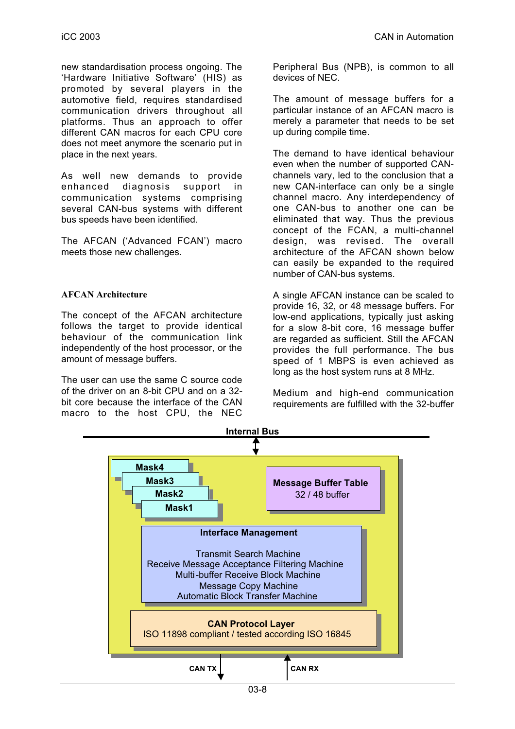new standardisation process ongoing. The 'Hardware Initiative Software' (HIS) as promoted by several players in the automotive field, requires standardised communication drivers throughout all platforms. Thus an approach to offer different CAN macros for each CPU core does not meet anymore the scenario put in place in the next years.

As well new demands to provide enhanced diagnosis support in communication systems comprising several CAN-bus systems with different bus speeds have been identified.

The AFCAN ('Advanced FCAN') macro meets those new challenges.

## AFCAN Architecture

The concept of the AFCAN architecture follows the target to provide identical behaviour of the communication link independently of the host processor, or the amount of message buffers.

The user can use the same C source code of the driver on an 8-bit CPU and on a 32-bit core because the interface of the CAN macro to the host CPU, the NEC Peripheral Bus (NPB), is common to all devices of NEC.

The amount of message buffers for a particular instance of an AFCAN macro is merely a parameter that needs to be set up during compile time.

The demand to have identical behaviour even when the number of supported CAN-channels vary, led to the conclusion that a new CAN-interface can only be a single channel macro. Any interdependency of one CAN-bus to another one can be eliminated that way. Thus the previous concept of the FCAN, a multi-channel design, was revised. The overall architecture of the AFCAN shown below can easily be expanded to the required number of CAN-bus systems.

A single AFCAN instance can be scaled to provide 16, 32, or 48 message buffers. For low-end applications, typically just asking for a slow 8-bit core, 16 message buffer are regarded as sufficient. Still the AFCAN provides the full performance. The bus speed of 1 MBPS is even achieved as long as the host system runs at 8 MHz.

Medium and high-end communication requirements are fulfilled with the 32-buffer

Internal Bus

Mask4
Mask3
Mask2
Mask1

**Message Buffer Table**
32 / 48 buffer

**Interface Management**

Transmit Search Machine
Receive Message Acceptance Filtering Machine
Multi-buffer Receive Block Machine
Message Copy Machine
Automatic Block Transfer Machine

**CAN Protocol Layer**
ISO 11898 compliant / tested according ISO 16845

CAN TX
CAN RX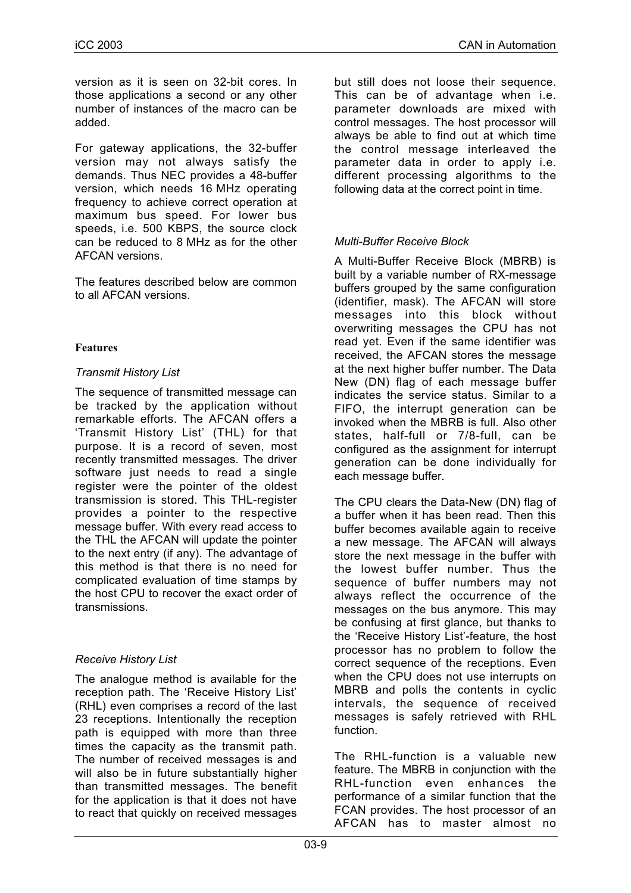version as it is seen on 32-bit cores. In those applications a second or any other number of instances of the macro can be added.

For gateway applications, the 32-buffer version may not always satisfy the demands. Thus NEC provides a 48-buffer version, which needs 16 MHz operating frequency to achieve correct operation at maximum bus speed. For lower bus speeds, i.e. 500 KBPS, the source clock can be reduced to 8 MHz as for the other AFCAN versions.

The features described below are common to all AFCAN versions.

## Features

### *Transmit History List*

The sequence of transmitted message can be tracked by the application without remarkable efforts. The AFCAN offers a 'Transmit History List' (THL) for that purpose. It is a record of seven, most recently transmitted messages. The driver software just needs to read a single register were the pointer of the oldest transmission is stored. This THL-register provides a pointer to the respective message buffer. With every read access to the THL the AFCAN will update the pointer to the next entry (if any). The advantage of this method is that there is no need for complicated evaluation of time stamps by the host CPU to recover the exact order of transmissions.

### *Receive History List*

The analogue method is available for the reception path. The 'Receive History List' (RHL) even comprises a record of the last 23 receptions. Intentionally the reception path is equipped with more than three times the capacity as the transmit path. The number of received messages is and will also be in future substantially higher than transmitted messages. The benefit for the application is that it does not have to react that quickly on received messages but still does not loose their sequence. This can be of advantage when i.e. parameter downloads are mixed with control messages. The host processor will always be able to find out at which time the control message interleaved the parameter data in order to apply i.e. different processing algorithms to the following data at the correct point in time.

### *Multi-Buffer Receive Block*

A Multi-Buffer Receive Block (MBRB) is built by a variable number of RX-message buffers grouped by the same configuration (identifier, mask). The AFCAN will store messages into this block without overwriting messages the CPU has not read yet. Even if the same identifier was received, the AFCAN stores the message at the next higher buffer number. The Data New (DN) flag of each message buffer indicates the service status. Similar to a FIFO, the interrupt generation can be invoked when the MBRB is full. Also other states, half-full or 7/8-full, can be configured as the assignment for interrupt generation can be done individually for each message buffer.

The CPU clears the Data-New (DN) flag of a buffer when it has been read. Then this buffer becomes available again to receive a new message. The AFCAN will always store the next message in the buffer with the lowest buffer number. Thus the sequence of buffer numbers may not always reflect the occurrence of the messages on the bus anymore. This may be confusing at first glance, but thanks to the 'Receive History List'-feature, the host processor has no problem to follow the correct sequence of the receptions. Even when the CPU does not use interrupts on MBRB and polls the contents in cyclic intervals, the sequence of received messages is safely retrieved with RHL function.

The RHL-function is a valuable new feature. The MBRB in conjunction with the RHL-function even enhances the performance of a similar function that the FCAN provides. The host processor of an AFCAN has to master almost no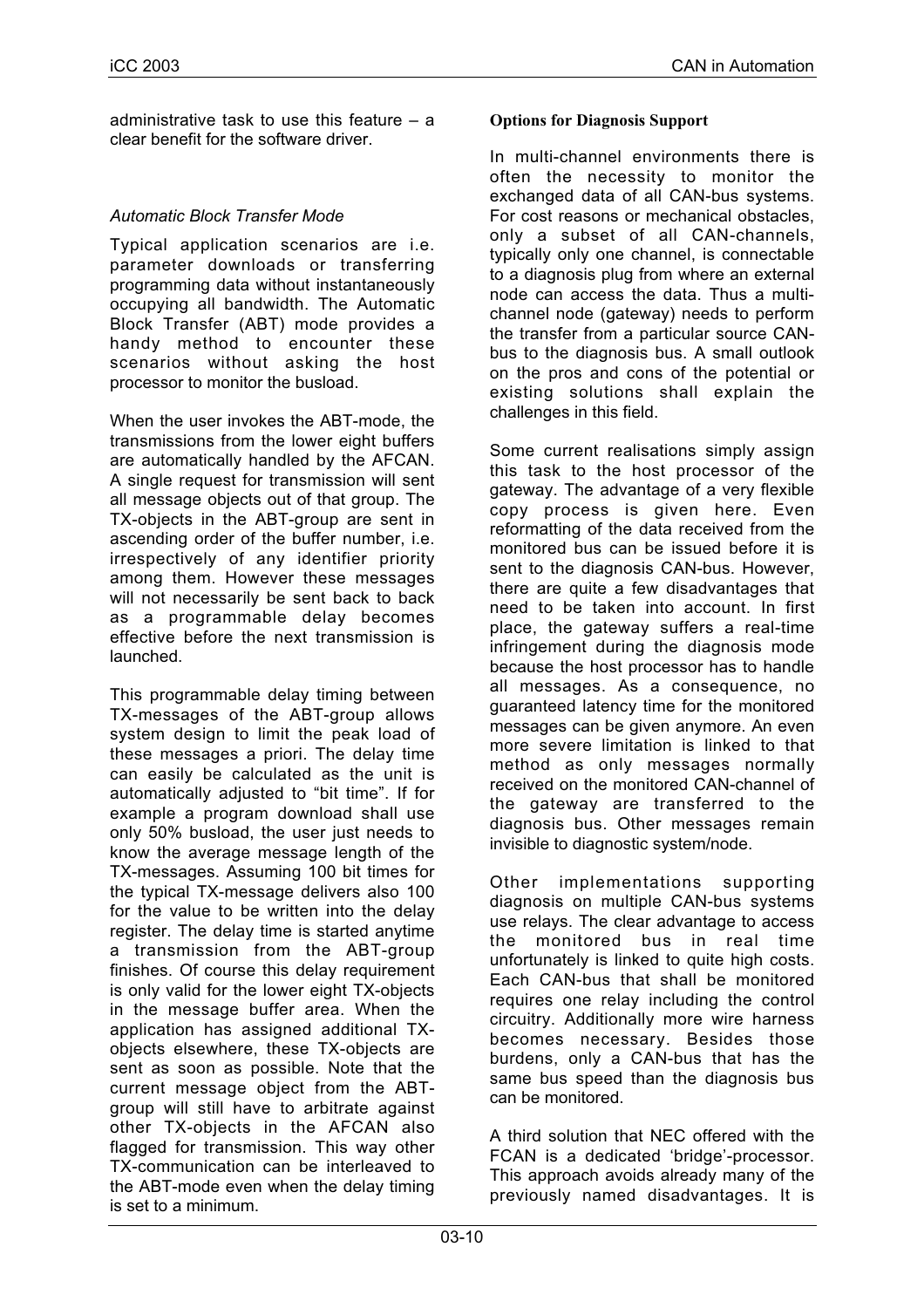administrative task to use this feature – a clear benefit for the software driver.

*Automatic Block Transfer Mode*

Typical application scenarios are i.e. parameter downloads or transferring programming data without instantaneously occupying all bandwidth. The Automatic Block Transfer (ABT) mode provides a handy method to encounter these scenarios without asking the host processor to monitor the busload.

When the user invokes the ABT-mode, the transmissions from the lower eight buffers are automatically handled by the AFCAN. A single request for transmission will sent all message objects out of that group. The TX-objects in the ABT-group are sent in ascending order of the buffer number, i.e. irrespectively of any identifier priority among them. However these messages will not necessarily be sent back to back as a programmable delay becomes effective before the next transmission is launched.

This programmable delay timing between TX-messages of the ABT-group allows system design to limit the peak load of these messages a priori. The delay time can easily be calculated as the unit is automatically adjusted to "bit time". If for example a program download shall use only 50% busload, the user just needs to know the average message length of the TX-messages. Assuming 100 bit times for the typical TX-message delivers also 100 for the value to be written into the delay register. The delay time is started anytime a transmission from the ABT-group finishes. Of course this delay requirement is only valid for the lower eight TX-objects in the message buffer area. When the application has assigned additional TX-objects elsewhere, these TX-objects are sent as soon as possible. Note that the current message object from the ABT-group will still have to arbitrate against other TX-objects in the AFCAN also flagged for transmission. This way other TX-communication can be interleaved to the ABT-mode even when the delay timing is set to a minimum.

**Options for Diagnosis Support**

In multi-channel environments there is often the necessity to monitor the exchanged data of all CAN-bus systems. For cost reasons or mechanical obstacles, only a subset of all CAN-channels, typically only one channel, is connectable to a diagnosis plug from where an external node can access the data. Thus a multi-channel node (gateway) needs to perform the transfer from a particular source CAN-bus to the diagnosis bus. A small outlook on the pros and cons of the potential or existing solutions shall explain the challenges in this field.

Some current realisations simply assign this task to the host processor of the gateway. The advantage of a very flexible copy process is given here. Even reformatting of the data received from the monitored bus can be issued before it is sent to the diagnosis CAN-bus. However, there are quite a few disadvantages that need to be taken into account. In first place, the gateway suffers a real-time infringement during the diagnosis mode because the host processor has to handle all messages. As a consequence, no guaranteed latency time for the monitored messages can be given anymore. An even more severe limitation is linked to that method as only messages normally received on the monitored CAN-channel of the gateway are transferred to the diagnosis bus. Other messages remain invisible to diagnostic system/node.

Other implementations supporting diagnosis on multiple CAN-bus systems use relays. The clear advantage to access the monitored bus in real time unfortunately is linked to quite high costs. Each CAN-bus that shall be monitored requires one relay including the control circuitry. Additionally more wire harness becomes necessary. Besides those burdens, only a CAN-bus that has the same bus speed than the diagnosis bus can be monitored.

A third solution that NEC offered with the FCAN is a dedicated 'bridge'-processor. This approach avoids already many of the previously named disadvantages. It is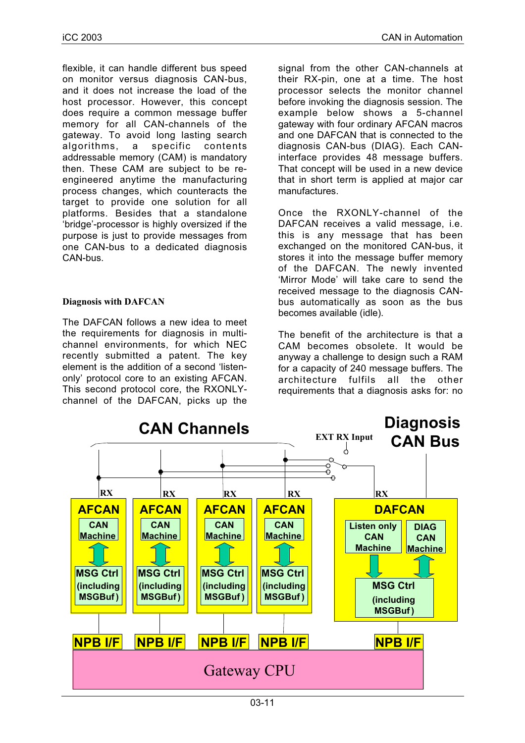flexible, it can handle different bus speed on monitor versus diagnosis CAN-bus, and it does not increase the load of the host processor. However, this concept does require a common message buffer memory for all CAN-channels of the gateway. To avoid long lasting search algorithms, a specific contents addressable memory (CAM) is mandatory then. These CAM are subject to be re-engineered anytime the manufacturing process changes, which counteracts the target to provide one solution for all platforms. Besides that a standalone 'bridge'-processor is highly oversized if the purpose is just to provide messages from one CAN-bus to a dedicated diagnosis CAN-bus.

### Diagnosis with DAFCAN

The DAFCAN follows a new idea to meet the requirements for diagnosis in multi-channel environments, for which NEC recently submitted a patent. The key element is the addition of a second 'listen-only' protocol core to an existing AFCAN. This second protocol core, the RXONLY-channel of the DAFCAN, picks up the signal from the other CAN-channels at their RX-pin, one at a time. The host processor selects the monitor channel before invoking the diagnosis session. The example below shows a 5-channel gateway with four ordinary AFCAN macros and one DAFCAN that is connected to the diagnosis CAN-bus (DIAG). Each CAN-interface provides 48 message buffers. That concept will be used in a new device that in short term is applied at major car manufactures.

Once the RXONLY-channel of the DAFCAN receives a valid message, i.e. this is any message that has been exchanged on the monitored CAN-bus, it stores it into the message buffer memory of the DAFCAN. The newly invented 'Mirror Mode' will take care to send the received message to the diagnosis CAN-bus automatically as soon as the bus becomes available (idle).

The benefit of the architecture is that a CAM becomes obsolete. It would be anyway a challenge to design such a RAM for a capacity of 240 message buffers. The architecture fulfils all the other requirements that a diagnosis asks for: no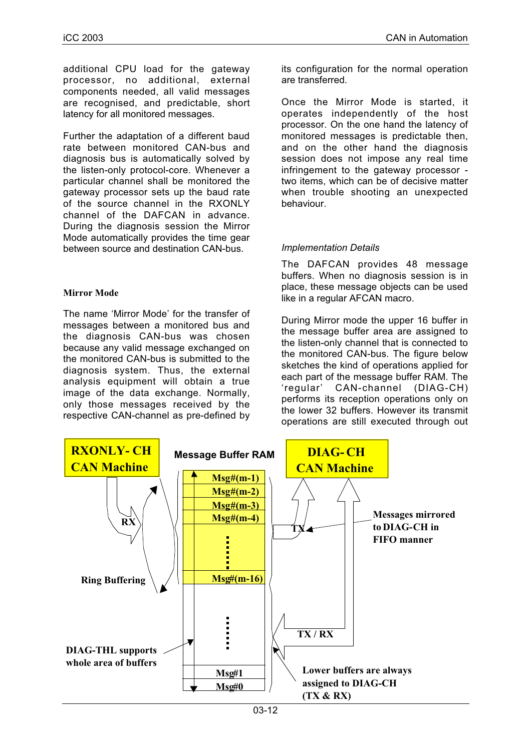additional CPU load for the gateway processor, no additional, external components needed, all valid messages are recognised, and predictable, short latency for all monitored messages.

Further the adaptation of a different baud rate between monitored CAN-bus and diagnosis bus is automatically solved by the listen-only protocol-core. Whenever a particular channel shall be monitored the gateway processor sets up the baud rate of the source channel in the RXONLY channel of the DAFCAN in advance. During the diagnosis session the Mirror Mode automatically provides the time gear between source and destination CAN-bus.

**Mirror Mode**

The name 'Mirror Mode' for the transfer of messages between a monitored bus and the diagnosis CAN-bus was chosen because any valid message exchanged on the monitored CAN-bus is submitted to the diagnosis system. Thus, the external analysis equipment will obtain a true image of the data exchange. Normally, only those messages received by the respective CAN-channel as pre-defined by its configuration for the normal operation are transferred.

Once the Mirror Mode is started, it operates independently of the host processor. On the one hand the latency of monitored messages is predictable then, and on the other hand the diagnosis session does not impose any real time infringement to the gateway processor - two items, which can be of decisive matter when trouble shooting an unexpected behaviour.

*Implementation Details*

The DAFCAN provides 48 message buffers. When no diagnosis session is in place, these message objects can be used like in a regular AFCAN macro.

During Mirror mode the upper 16 buffer in the message buffer area are assigned to the listen-only channel that is connected to the monitored CAN-bus. The figure below sketches the kind of operations applied for each part of the message buffer RAM. The 'regular' CAN-channel (DIAG-CH) performs its reception operations only on the lower 32 buffers. However its transmit operations are still executed through out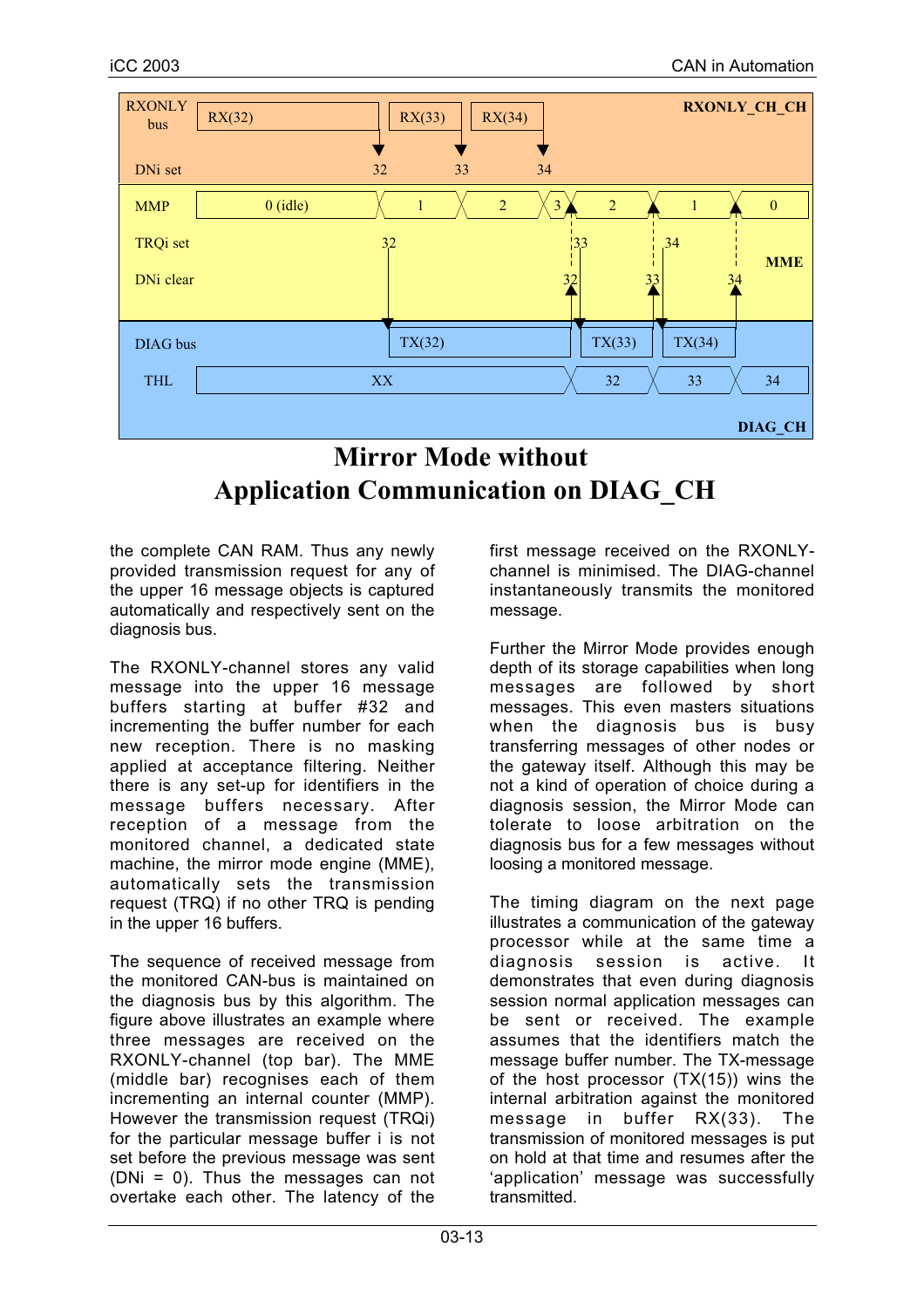## Mirror Mode without Application Communication on DIAG_CH

the complete CAN RAM. Thus any newly provided transmission request for any of the upper 16 message objects is captured automatically and respectively sent on the diagnosis bus.

The RXONLY-channel stores any valid message into the upper 16 message buffers starting at buffer #32 and incrementing the buffer number for each new reception. There is no masking applied at acceptance filtering. Neither there is any set-up for identifiers in the message buffers necessary. After reception of a message from the monitored channel, a dedicated state machine, the mirror mode engine (MME), automatically sets the transmission request (TRQ) if no other TRQ is pending in the upper 16 buffers.

The sequence of received message from the monitored CAN-bus is maintained on the diagnosis bus by this algorithm. The figure above illustrates an example where three messages are received on the RXONLY-channel (top bar). The MME (middle bar) recognises each of them incrementing an internal counter (MMP). However the transmission request (TRQi) for the particular message buffer i is not set before the previous message was sent (DNi = 0). Thus the messages can not overtake each other. The latency of the first message received on the RXONLY-channel is minimised. The DIAG-channel instantaneously transmits the monitored message.

Further the Mirror Mode provides enough depth of its storage capabilities when long messages are followed by short messages. This even masters situations when the diagnosis bus is busy transferring messages of other nodes or the gateway itself. Although this may be not a kind of operation of choice during a diagnosis session, the Mirror Mode can tolerate to loose arbitration on the diagnosis bus for a few messages without loosing a monitored message.

The timing diagram on the next page illustrates a communication of the gateway processor while at the same time a diagnosis session is active. It demonstrates that even during diagnosis session normal application messages can be sent or received. The example assumes that the identifiers match the message buffer number. The TX-message of the host processor (TX(15)) wins the internal arbitration against the monitored message in buffer RX(33). The transmission of monitored messages is put on hold at that time and resumes after the 'application' message was successfully transmitted.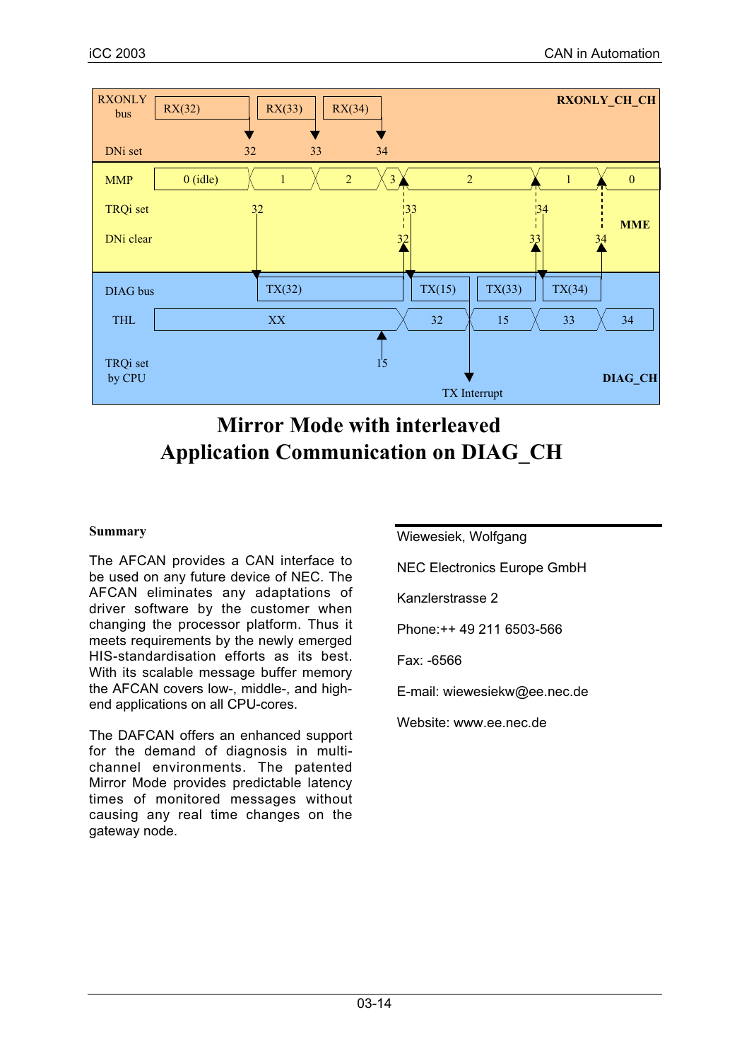RXONLY bus

RX(32) RX(33) RX(34)

RXONLY_CH_CH

DNi set 32 33 34

MMP 0 (idle) 1 2 3 2 1 0

TRQi set 32 33 34

MME

DNi clear 32 33 34

DIAG bus TX(32) TX(15) TX(33) TX(34)

THL XX 32 15 33 34

TRQi set by CPU 15

DIAG_CH

TX Interrupt

## Mirror Mode with interleaved Application Communication on DIAG_CH

### Summary

The AFCAN provides a CAN interface to be used on any future device of NEC. The AFCAN eliminates any adaptations of driver software by the customer when changing the processor platform. Thus it meets requirements by the newly emerged HIS-standardisation efforts as its best. With its scalable message buffer memory the AFCAN covers low-, middle-, and high-end applications on all CPU-cores.

The DAFCAN offers an enhanced support for the demand of diagnosis in multi-channel environments. The patented Mirror Mode provides predictable latency times of monitored messages without causing any real time changes on the gateway node.

Wiewesiek, Wolfgang

NEC Electronics Europe GmbH

Kanzlerstrasse 2

Phone:++ 49 211 6503-566

Fax: -6566

E-mail: wiewesiekw@ee.nec.de

Website: www.ee.nec.de